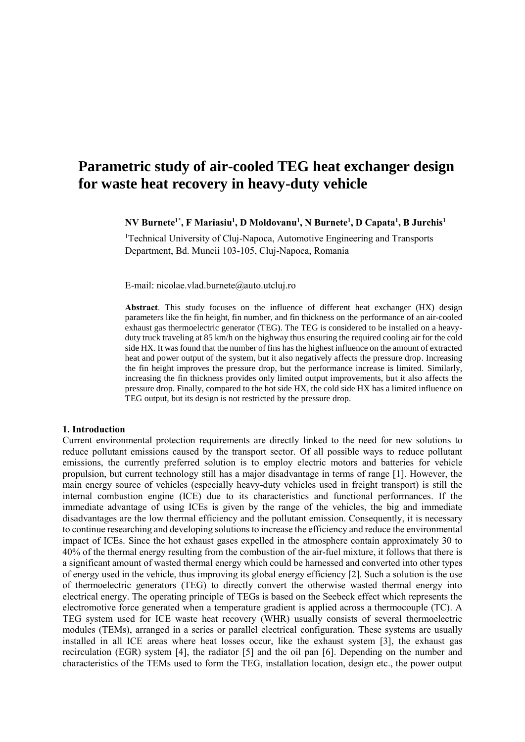# Parametric study of air-cooled TEG heat exchanger design for waste heat recovery in heavy-duty vehicle

**NV Burnete[1*], F Mariasiu[1], D Moldovanu[1], N Burnete[1], D Capata[1], B Jurchis[1]**

[1]Technical University of Cluj-Napoca, Automotive Engineering and Transports Department, Bd. Muncii 103-105, Cluj-Napoca, Romania

E-mail: nicolae.vlad.burnete@auto.utcluj.ro

**Abstract**. This study focuses on the influence of different heat exchanger (HX) design parameters like the fin height, fin number, and fin thickness on the performance of an air-cooled exhaust gas thermoelectric generator (TEG). The TEG is considered to be installed on a heavy-duty truck traveling at 85 km/h on the highway thus ensuring the required cooling air for the cold side HX. It was found that the number of fins has the highest influence on the amount of extracted heat and power output of the system, but it also negatively affects the pressure drop. Increasing the fin height improves the pressure drop, but the performance increase is limited. Similarly, increasing the fin thickness provides only limited output improvements, but it also affects the pressure drop. Finally, compared to the hot side HX, the cold side HX has a limited influence on TEG output, but its design is not restricted by the pressure drop.

## 1. Introduction

Current environmental protection requirements are directly linked to the need for new solutions to reduce pollutant emissions caused by the transport sector. Of all possible ways to reduce pollutant emissions, the currently preferred solution is to employ electric motors and batteries for vehicle propulsion, but current technology still has a major disadvantage in terms of range [1]. However, the main energy source of vehicles (especially heavy-duty vehicles used in freight transport) is still the internal combustion engine (ICE) due to its characteristics and functional performances. If the immediate advantage of using ICEs is given by the range of the vehicles, the big and immediate disadvantages are the low thermal efficiency and the pollutant emission. Consequently, it is necessary to continue researching and developing solutions to increase the efficiency and reduce the environmental impact of ICEs. Since the hot exhaust gases expelled in the atmosphere contain approximately 30 to 40% of the thermal energy resulting from the combustion of the air-fuel mixture, it follows that there is a significant amount of wasted thermal energy which could be harnessed and converted into other types of energy used in the vehicle, thus improving its global energy efficiency [2]. Such a solution is the use of thermoelectric generators (TEG) to directly convert the otherwise wasted thermal energy into electrical energy. The operating principle of TEGs is based on the Seebeck effect which represents the electromotive force generated when a temperature gradient is applied across a thermocouple (TC). A TEG system used for ICE waste heat recovery (WHR) usually consists of several thermoelectric modules (TEMs), arranged in a series or parallel electrical configuration. These systems are usually installed in all ICE areas where heat losses occur, like the exhaust system [3], the exhaust gas recirculation (EGR) system [4], the radiator [5] and the oil pan [6]. Depending on the number and characteristics of the TEMs used to form the TEG, installation location, design etc., the power output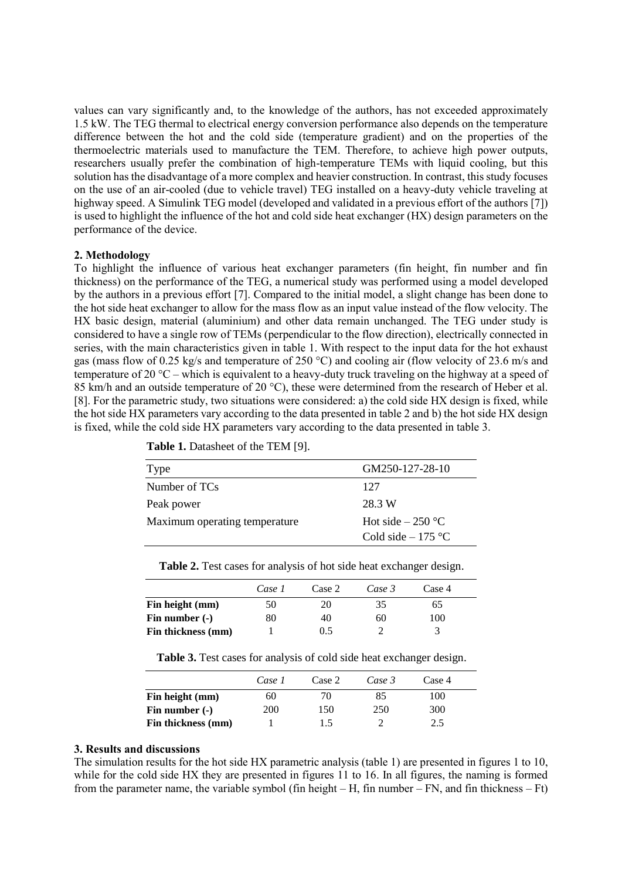values can vary significantly and, to the knowledge of the authors, has not exceeded approximately 1.5 kW. The TEG thermal to electrical energy conversion performance also depends on the temperature difference between the hot and the cold side (temperature gradient) and on the properties of the thermoelectric materials used to manufacture the TEM. Therefore, to achieve high power outputs, researchers usually prefer the combination of high-temperature TEMs with liquid cooling, but this solution has the disadvantage of a more complex and heavier construction. In contrast, this study focuses on the use of an air-cooled (due to vehicle travel) TEG installed on a heavy-duty vehicle traveling at highway speed. A Simulink TEG model (developed and validated in a previous effort of the authors [7]) is used to highlight the influence of the hot and cold side heat exchanger (HX) design parameters on the performance of the device.

## 2. Methodology

To highlight the influence of various heat exchanger parameters (fin height, fin number and fin thickness) on the performance of the TEG, a numerical study was performed using a model developed by the authors in a previous effort [7]. Compared to the initial model, a slight change has been done to the hot side heat exchanger to allow for the mass flow as an input value instead of the flow velocity. The HX basic design, material (aluminium) and other data remain unchanged. The TEG under study is considered to have a single row of TEMs (perpendicular to the flow direction), electrically connected in series, with the main characteristics given in table 1. With respect to the input data for the hot exhaust gas (mass flow of 0.25 kg/s and temperature of 250 °C) and cooling air (flow velocity of 23.6 m/s and temperature of 20 °C – which is equivalent to a heavy-duty truck traveling on the highway at a speed of 85 km/h and an outside temperature of 20 °C), these were determined from the research of Heber et al. [8]. For the parametric study, two situations were considered: a) the cold side HX design is fixed, while the hot side HX parameters vary according to the data presented in table 2 and b) the hot side HX design is fixed, while the cold side HX parameters vary according to the data presented in table 3.

**Table 1.** Datasheet of the TEM [9].

| Type | GM250-127-28-10 |
|---|---|
| Number of TCs | 127 |
| Peak power | 28.3 W |
| Maximum operating temperature | Hot side – 250 °C<br>Cold side – 175 °C |

**Table 2.** Test cases for analysis of hot side heat exchanger design.

| | *Case 1* | Case 2 | *Case 3* | Case 4 |
|---|---|---|---|---|
| **Fin height (mm)** | 50 | 20 | 35 | 65 |
| **Fin number (-)** | 80 | 40 | 60 | 100 |
| **Fin thickness (mm)** | 1 | 0.5 | 2 | 3 |

**Table 3.** Test cases for analysis of cold side heat exchanger design.

| | *Case 1* | Case 2 | *Case 3* | Case 4 |
|---|---|---|---|---|
| **Fin height (mm)** | 60 | 70 | 85 | 100 |
| **Fin number (-)** | 200 | 150 | 250 | 300 |
| **Fin thickness (mm)** | 1 | 1.5 | 2 | 2.5 |

## 3. Results and discussions

The simulation results for the hot side HX parametric analysis (table 1) are presented in figures 1 to 10, while for the cold side HX they are presented in figures 11 to 16. In all figures, the naming is formed from the parameter name, the variable symbol (fin height – H, fin number – FN, and fin thickness – Ft)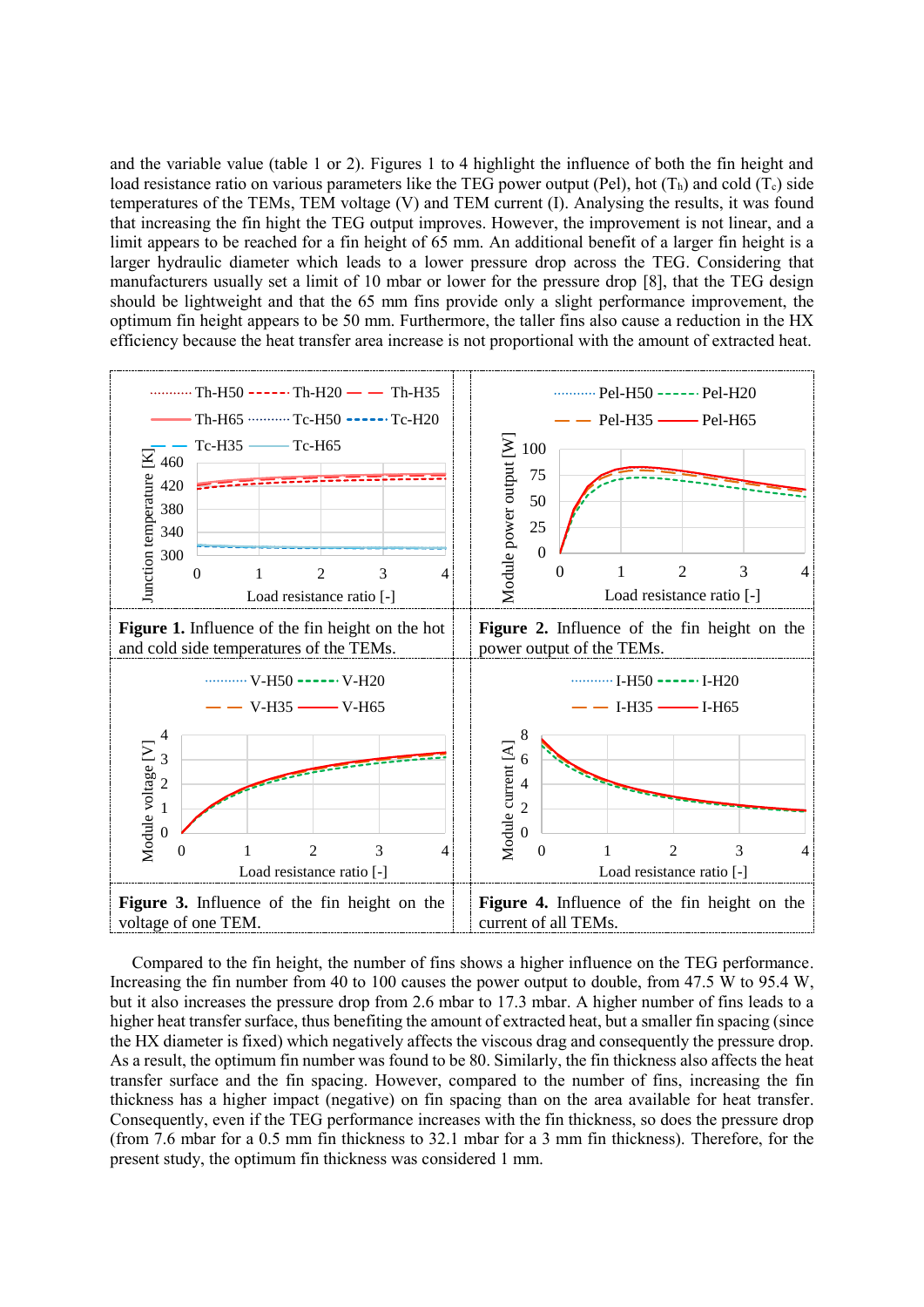and the variable value (table 1 or 2). Figures 1 to 4 highlight the influence of both the fin height and load resistance ratio on various parameters like the TEG power output (Pel), hot ($T_h$) and cold ($T_c$) side temperatures of the TEMs, TEM voltage (V) and TEM current (I). Analysing the results, it was found that increasing the fin hight the TEG output improves. However, the improvement is not linear, and a limit appears to be reached for a fin height of 65 mm. An additional benefit of a larger fin height is a larger hydraulic diameter which leads to a lower pressure drop across the TEG. Considering that manufacturers usually set a limit of 10 mbar or lower for the pressure drop [8], that the TEG design should be lightweight and that the 65 mm fins provide only a slight performance improvement, the optimum fin height appears to be 50 mm. Furthermore, the taller fins also cause a reduction in the HX efficiency because the heat transfer area increase is not proportional with the amount of extracted heat.

**Figure 1.** Influence of the fin height on the hot and cold side temperatures of the TEMs.

**Figure 2.** Influence of the fin height on the power output of the TEMs.

**Figure 3.** Influence of the fin height on the voltage of one TEM.

**Figure 4.** Influence of the fin height on the current of all TEMs.

Compared to the fin height, the number of fins shows a higher influence on the TEG performance. Increasing the fin number from 40 to 100 causes the power output to double, from 47.5 W to 95.4 W, but it also increases the pressure drop from 2.6 mbar to 17.3 mbar. A higher number of fins leads to a higher heat transfer surface, thus benefiting the amount of extracted heat, but a smaller fin spacing (since the HX diameter is fixed) which negatively affects the viscous drag and consequently the pressure drop. As a result, the optimum fin number was found to be 80. Similarly, the fin thickness also affects the heat transfer surface and the fin spacing. However, compared to the number of fins, increasing the fin thickness has a higher impact (negative) on fin spacing than on the area available for heat transfer. Consequently, even if the TEG performance increases with the fin thickness, so does the pressure drop (from 7.6 mbar for a 0.5 mm fin thickness to 32.1 mbar for a 3 mm fin thickness). Therefore, for the present study, the optimum fin thickness was considered 1 mm.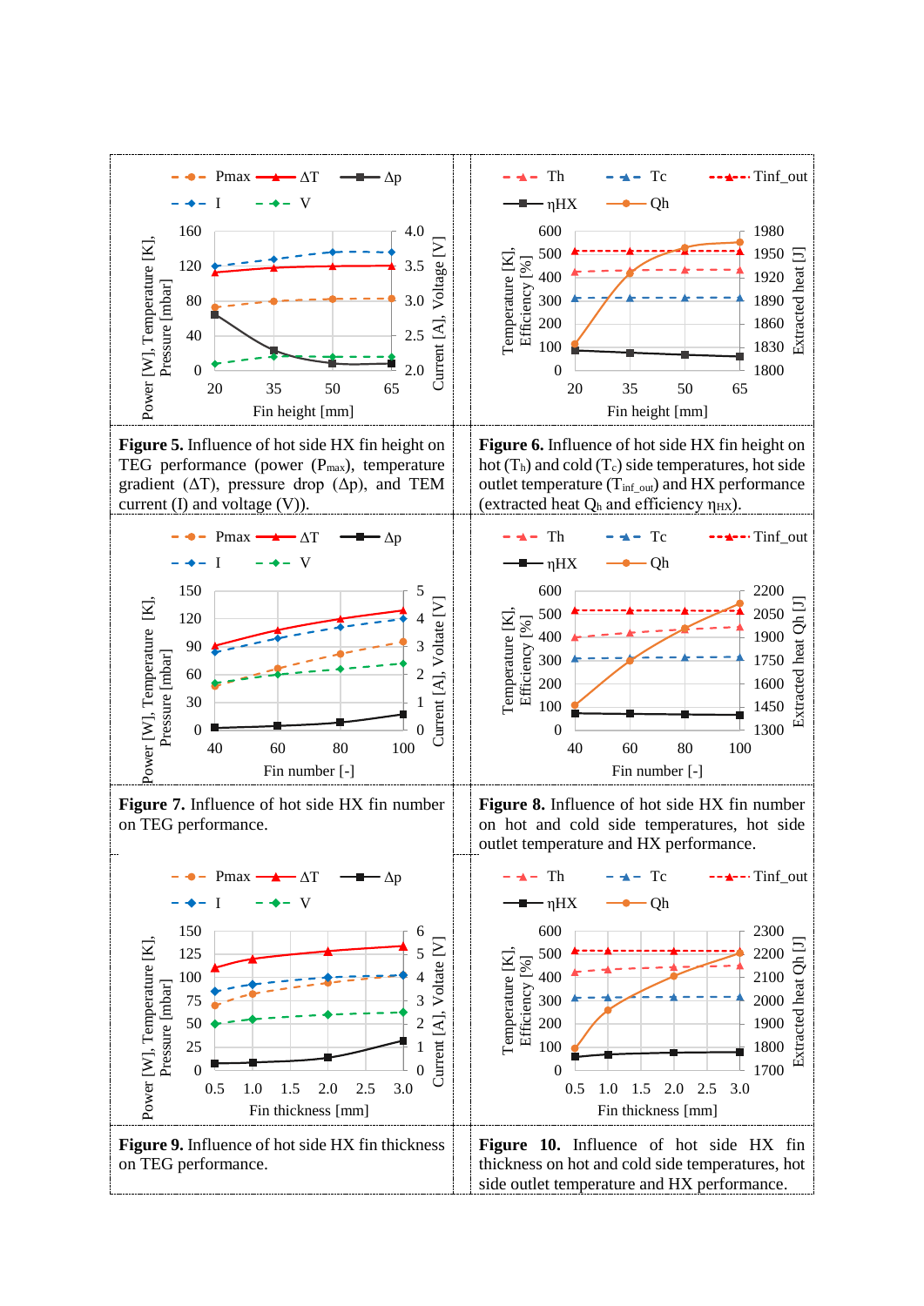**Figure 5.** Influence of hot side HX fin height on TEG performance (power ($P_{max}$), temperature gradient ($\Delta T$), pressure drop ($\Delta p$), and TEM current (I) and voltage (V)).

**Figure 6.** Influence of hot side HX fin height on hot ($T_h$) and cold ($T_c$) side temperatures, hot side outlet temperature ($T_{inf\_out}$) and HX performance (extracted heat $Q_h$ and efficiency $\eta_{HX}$).

**Figure 7.** Influence of hot side HX fin number on TEG performance.

**Figure 8.** Influence of hot side HX fin number on hot and cold side temperatures, hot side outlet temperature and HX performance.

**Figure 9.** Influence of hot side HX fin thickness on TEG performance.

**Figure 10.** Influence of hot side HX fin thickness on hot and cold side temperatures, hot side outlet temperature and HX performance.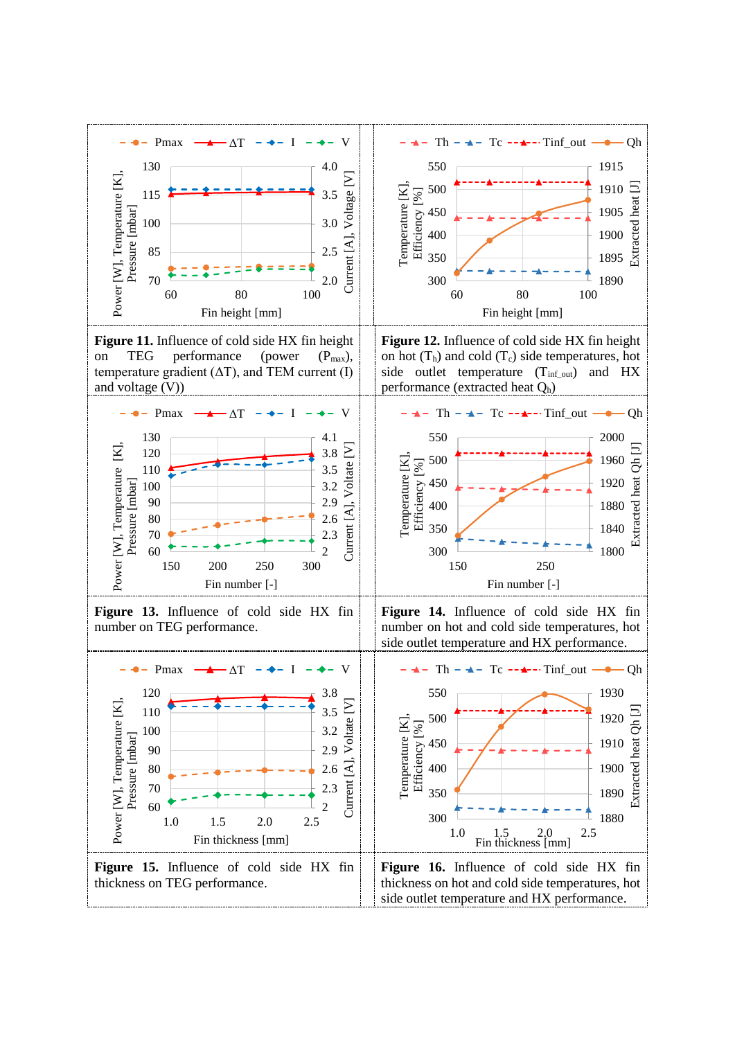**Figure 11.** Influence of cold side HX fin height on TEG performance (power ($P_{max}$), temperature gradient ($\Delta T$), and TEM current (I) and voltage (V))

**Figure 12.** Influence of cold side HX fin height on hot ($T_h$) and cold ($T_c$) side temperatures, hot side outlet temperature ($T_{inf\_out}$) and HX performance (extracted heat $Q_h$)

**Figure 13.** Influence of cold side HX fin number on TEG performance.

**Figure 14.** Influence of cold side HX fin number on hot and cold side temperatures, hot side outlet temperature and HX performance.

**Figure 15.** Influence of cold side HX fin thickness on TEG performance.

**Figure 16.** Influence of cold side HX fin thickness on hot and cold side temperatures, hot side outlet temperature and HX performance.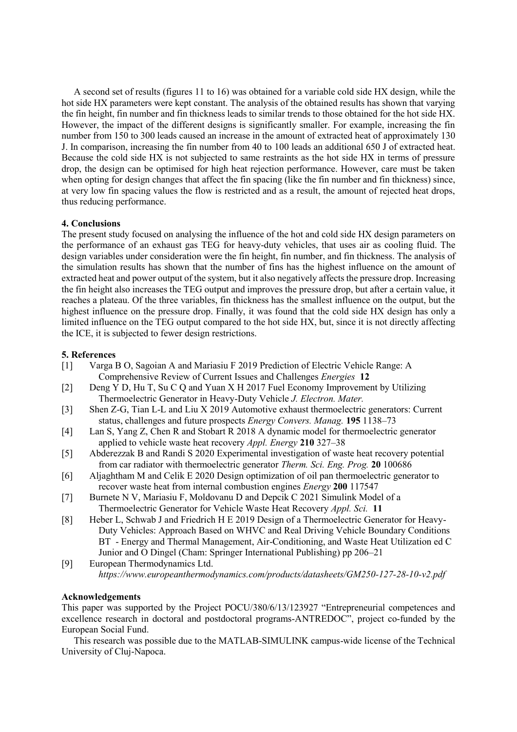A second set of results (figures 11 to 16) was obtained for a variable cold side HX design, while the hot side HX parameters were kept constant. The analysis of the obtained results has shown that varying the fin height, fin number and fin thickness leads to similar trends to those obtained for the hot side HX. However, the impact of the different designs is significantly smaller. For example, increasing the fin number from 150 to 300 leads caused an increase in the amount of extracted heat of approximately 130 J. In comparison, increasing the fin number from 40 to 100 leads an additional 650 J of extracted heat. Because the cold side HX is not subjected to same restraints as the hot side HX in terms of pressure drop, the design can be optimised for high heat rejection performance. However, care must be taken when opting for design changes that affect the fin spacing (like the fin number and fin thickness) since, at very low fin spacing values the flow is restricted and as a result, the amount of rejected heat drops, thus reducing performance.

## 4. Conclusions

The present study focused on analysing the influence of the hot and cold side HX design parameters on the performance of an exhaust gas TEG for heavy-duty vehicles, that uses air as cooling fluid. The design variables under consideration were the fin height, fin number, and fin thickness. The analysis of the simulation results has shown that the number of fins has the highest influence on the amount of extracted heat and power output of the system, but it also negatively affects the pressure drop. Increasing the fin height also increases the TEG output and improves the pressure drop, but after a certain value, it reaches a plateau. Of the three variables, fin thickness has the smallest influence on the output, but the highest influence on the pressure drop. Finally, it was found that the cold side HX design has only a limited influence on the TEG output compared to the hot side HX, but, since it is not directly affecting the ICE, it is subjected to fewer design restrictions.

## 5. References

[1] Varga B O, Sagoian A and Mariasiu F 2019 Prediction of Electric Vehicle Range: A Comprehensive Review of Current Issues and Challenges *Energies* **12**

[2] Deng Y D, Hu T, Su C Q and Yuan X H 2017 Fuel Economy Improvement by Utilizing Thermoelectric Generator in Heavy-Duty Vehicle *J. Electron. Mater.*

[3] Shen Z-G, Tian L-L and Liu X 2019 Automotive exhaust thermoelectric generators: Current status, challenges and future prospects *Energy Convers. Manag.* **195** 1138–73

[4] Lan S, Yang Z, Chen R and Stobart R 2018 A dynamic model for thermoelectric generator applied to vehicle waste heat recovery *Appl. Energy* **210** 327–38

[5] Abderezzak B and Randi S 2020 Experimental investigation of waste heat recovery potential from car radiator with thermoelectric generator *Therm. Sci. Eng. Prog.* **20** 100686

[6] Aljaghtham M and Celik E 2020 Design optimization of oil pan thermoelectric generator to recover waste heat from internal combustion engines *Energy* **200** 117547

[7] Burnete N V, Mariasiu F, Moldovanu D and Depcik C 2021 Simulink Model of a Thermoelectric Generator for Vehicle Waste Heat Recovery *Appl. Sci.* **11**

[8] Heber L, Schwab J and Friedrich H E 2019 Design of a Thermoelectric Generator for Heavy-Duty Vehicles: Approach Based on WHVC and Real Driving Vehicle Boundary Conditions BT - Energy and Thermal Management, Air-Conditioning, and Waste Heat Utilization ed C Junior and O Dingel (Cham: Springer International Publishing) pp 206–21

[9] European Thermodynamics Ltd. *https://www.europeanthermodynamics.com/products/datasheets/GM250-127-28-10-v2.pdf*

## Acknowledgements

This paper was supported by the Project POCU/380/6/13/123927 "Entrepreneurial competences and excellence research in doctoral and postdoctoral programs-ANTREDOC", project co-funded by the European Social Fund.

This research was possible due to the MATLAB-SIMULINK campus-wide license of the Technical University of Cluj-Napoca.